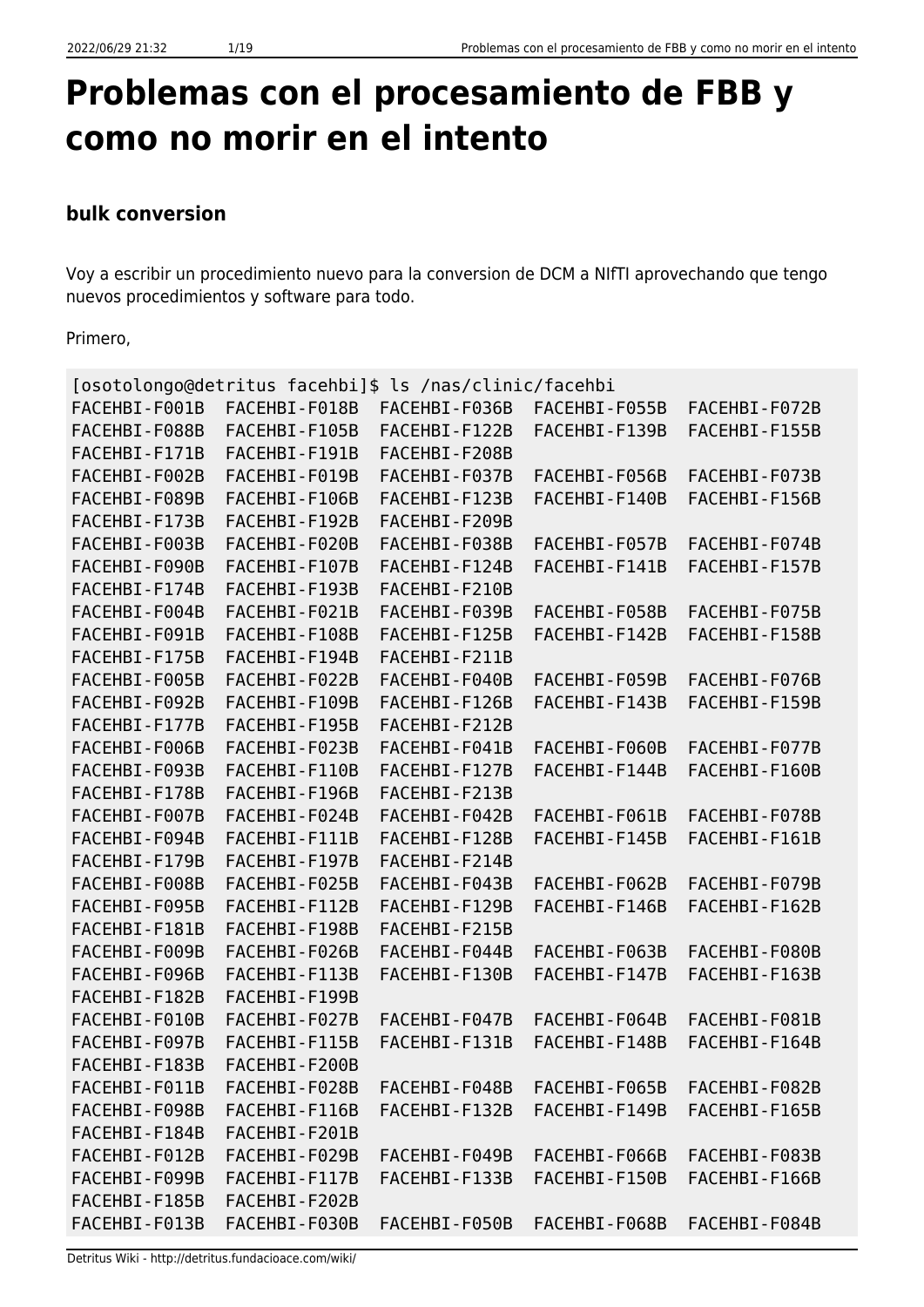# Problemas con el procesamiento de FBB y como no morir en el intento

### bulk conversion

Voy a escribir un procedimiento nuevo para la conversion de DCM a NIfTI aprovechando que tengo nuevos procedimientos y software para todo.

Primero,

```
[osotolongo@detritus facehbi]$ ls /nas/clinic/facehbi
FACEHBI-F001B  FACEHBI-F018B  FACEHBI-F036B  FACEHBI-F055B  FACEHBI-F072B
FACEHBI-F088B  FACEHBI-F105B  FACEHBI-F122B  FACEHBI-F139B  FACEHBI-F155B
FACEHBI-F171B  FACEHBI-F191B  FACEHBI-F208B
FACEHBI-F002B  FACEHBI-F019B  FACEHBI-F037B  FACEHBI-F056B  FACEHBI-F073B
FACEHBI-F089B  FACEHBI-F106B  FACEHBI-F123B  FACEHBI-F140B  FACEHBI-F156B
FACEHBI-F173B  FACEHBI-F192B  FACEHBI-F209B
FACEHBI-F003B  FACEHBI-F020B  FACEHBI-F038B  FACEHBI-F057B  FACEHBI-F074B
FACEHBI-F090B  FACEHBI-F107B  FACEHBI-F124B  FACEHBI-F141B  FACEHBI-F157B
FACEHBI-F174B  FACEHBI-F193B  FACEHBI-F210B
FACEHBI-F004B  FACEHBI-F021B  FACEHBI-F039B  FACEHBI-F058B  FACEHBI-F075B
FACEHBI-F091B  FACEHBI-F108B  FACEHBI-F125B  FACEHBI-F142B  FACEHBI-F158B
FACEHBI-F175B  FACEHBI-F194B  FACEHBI-F211B
FACEHBI-F005B  FACEHBI-F022B  FACEHBI-F040B  FACEHBI-F059B  FACEHBI-F076B
FACEHBI-F092B  FACEHBI-F109B  FACEHBI-F126B  FACEHBI-F143B  FACEHBI-F159B
FACEHBI-F177B  FACEHBI-F195B  FACEHBI-F212B
FACEHBI-F006B  FACEHBI-F023B  FACEHBI-F041B  FACEHBI-F060B  FACEHBI-F077B
FACEHBI-F093B  FACEHBI-F110B  FACEHBI-F127B  FACEHBI-F144B  FACEHBI-F160B
FACEHBI-F178B  FACEHBI-F196B  FACEHBI-F213B
FACEHBI-F007B  FACEHBI-F024B  FACEHBI-F042B  FACEHBI-F061B  FACEHBI-F078B
FACEHBI-F094B  FACEHBI-F111B  FACEHBI-F128B  FACEHBI-F145B  FACEHBI-F161B
FACEHBI-F179B  FACEHBI-F197B  FACEHBI-F214B
FACEHBI-F008B  FACEHBI-F025B  FACEHBI-F043B  FACEHBI-F062B  FACEHBI-F079B
FACEHBI-F095B  FACEHBI-F112B  FACEHBI-F129B  FACEHBI-F146B  FACEHBI-F162B
FACEHBI-F181B  FACEHBI-F198B  FACEHBI-F215B
FACEHBI-F009B  FACEHBI-F026B  FACEHBI-F044B  FACEHBI-F063B  FACEHBI-F080B
FACEHBI-F096B  FACEHBI-F113B  FACEHBI-F130B  FACEHBI-F147B  FACEHBI-F163B
FACEHBI-F182B  FACEHBI-F199B
FACEHBI-F010B  FACEHBI-F027B  FACEHBI-F047B  FACEHBI-F064B  FACEHBI-F081B
FACEHBI-F097B  FACEHBI-F115B  FACEHBI-F131B  FACEHBI-F148B  FACEHBI-F164B
FACEHBI-F183B  FACEHBI-F200B
FACEHBI-F011B  FACEHBI-F028B  FACEHBI-F048B  FACEHBI-F065B  FACEHBI-F082B
FACEHBI-F098B  FACEHBI-F116B  FACEHBI-F132B  FACEHBI-F149B  FACEHBI-F165B
FACEHBI-F184B  FACEHBI-F201B
FACEHBI-F012B  FACEHBI-F029B  FACEHBI-F049B  FACEHBI-F066B  FACEHBI-F083B
FACEHBI-F099B  FACEHBI-F117B  FACEHBI-F133B  FACEHBI-F150B  FACEHBI-F166B
FACEHBI-F185B  FACEHBI-F202B
FACEHBI-F013B  FACEHBI-F030B  FACEHBI-F050B  FACEHBI-F068B  FACEHBI-F084B
```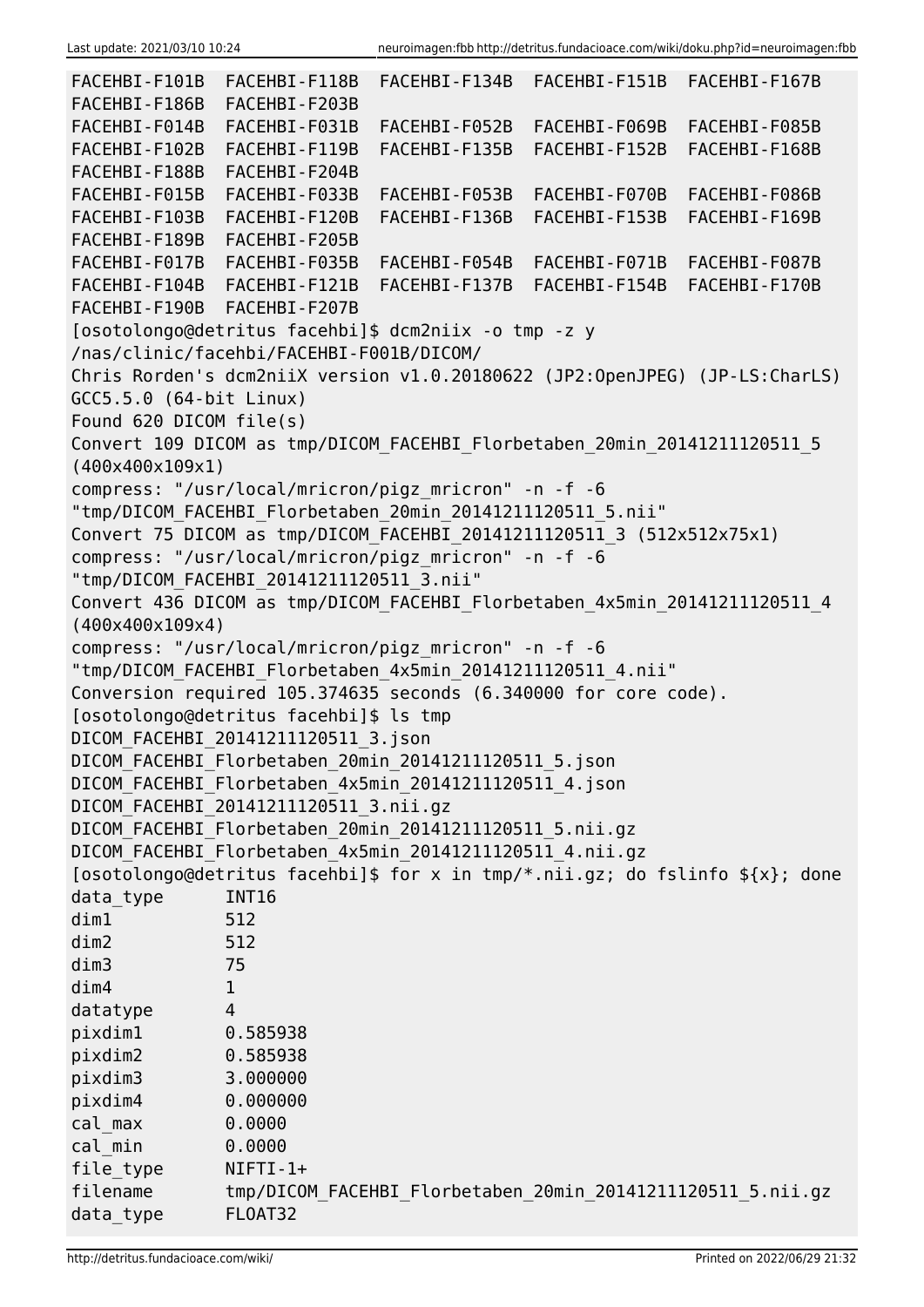```
FACEHBI-F101B  FACEHBI-F118B  FACEHBI-F134B  FACEHBI-F151B  FACEHBI-F167B
FACEHBI-F186B  FACEHBI-F203B
FACEHBI-F014B  FACEHBI-F031B  FACEHBI-F052B  FACEHBI-F069B  FACEHBI-F085B
FACEHBI-F102B  FACEHBI-F119B  FACEHBI-F135B  FACEHBI-F152B  FACEHBI-F168B
FACEHBI-F188B  FACEHBI-F204B
FACEHBI-F015B  FACEHBI-F033B  FACEHBI-F053B  FACEHBI-F070B  FACEHBI-F086B
FACEHBI-F103B  FACEHBI-F120B  FACEHBI-F136B  FACEHBI-F153B  FACEHBI-F169B
FACEHBI-F189B  FACEHBI-F205B
FACEHBI-F017B  FACEHBI-F035B  FACEHBI-F054B  FACEHBI-F071B  FACEHBI-F087B
FACEHBI-F104B  FACEHBI-F121B  FACEHBI-F137B  FACEHBI-F154B  FACEHBI-F170B
FACEHBI-F190B  FACEHBI-F207B
[osotolongo@detritus facehbi]$ dcm2niix -o tmp -z y
/nas/clinic/facehbi/FACEHBI-F001B/DICOM/
Chris Rorden's dcm2niiX version v1.0.20180622 (JP2:OpenJPEG) (JP-LS:CharLS)
GCC5.5.0 (64-bit Linux)
Found 620 DICOM file(s)
Convert 109 DICOM as tmp/DICOM_FACEHBI_Florbetaben_20min_20141211120511_5
(400x400x109x1)
compress: "/usr/local/mricron/pigz_mricron" -n -f -6
"tmp/DICOM_FACEHBI_Florbetaben_20min_20141211120511_5.nii"
Convert 75 DICOM as tmp/DICOM_FACEHBI_20141211120511_3 (512x512x75x1)
compress: "/usr/local/mricron/pigz_mricron" -n -f -6
"tmp/DICOM_FACEHBI_20141211120511_3.nii"
Convert 436 DICOM as tmp/DICOM_FACEHBI_Florbetaben_4x5min_20141211120511_4
(400x400x109x4)
compress: "/usr/local/mricron/pigz_mricron" -n -f -6
"tmp/DICOM_FACEHBI_Florbetaben_4x5min_20141211120511_4.nii"
Conversion required 105.374635 seconds (6.340000 for core code).
[osotolongo@detritus facehbi]$ ls tmp
DICOM_FACEHBI_20141211120511_3.json
DICOM_FACEHBI_Florbetaben_20min_20141211120511_5.json
DICOM_FACEHBI_Florbetaben_4x5min_20141211120511_4.json
DICOM_FACEHBI_20141211120511_3.nii.gz
DICOM_FACEHBI_Florbetaben_20min_20141211120511_5.nii.gz
DICOM_FACEHBI_Florbetaben_4x5min_20141211120511_4.nii.gz
[osotolongo@detritus facehbi]$ for x in tmp/*.nii.gz; do fslinfo ${x}; done
data_type      INT16
dim1           512
dim2           512
dim3           75
dim4           1
datatype       4
pixdim1        0.585938
pixdim2        0.585938
pixdim3        3.000000
pixdim4        0.000000
cal_max        0.0000
cal_min        0.0000
file_type      NIFTI-1+
filename       tmp/DICOM_FACEHBI_Florbetaben_20min_20141211120511_5.nii.gz
data_type      FLOAT32
```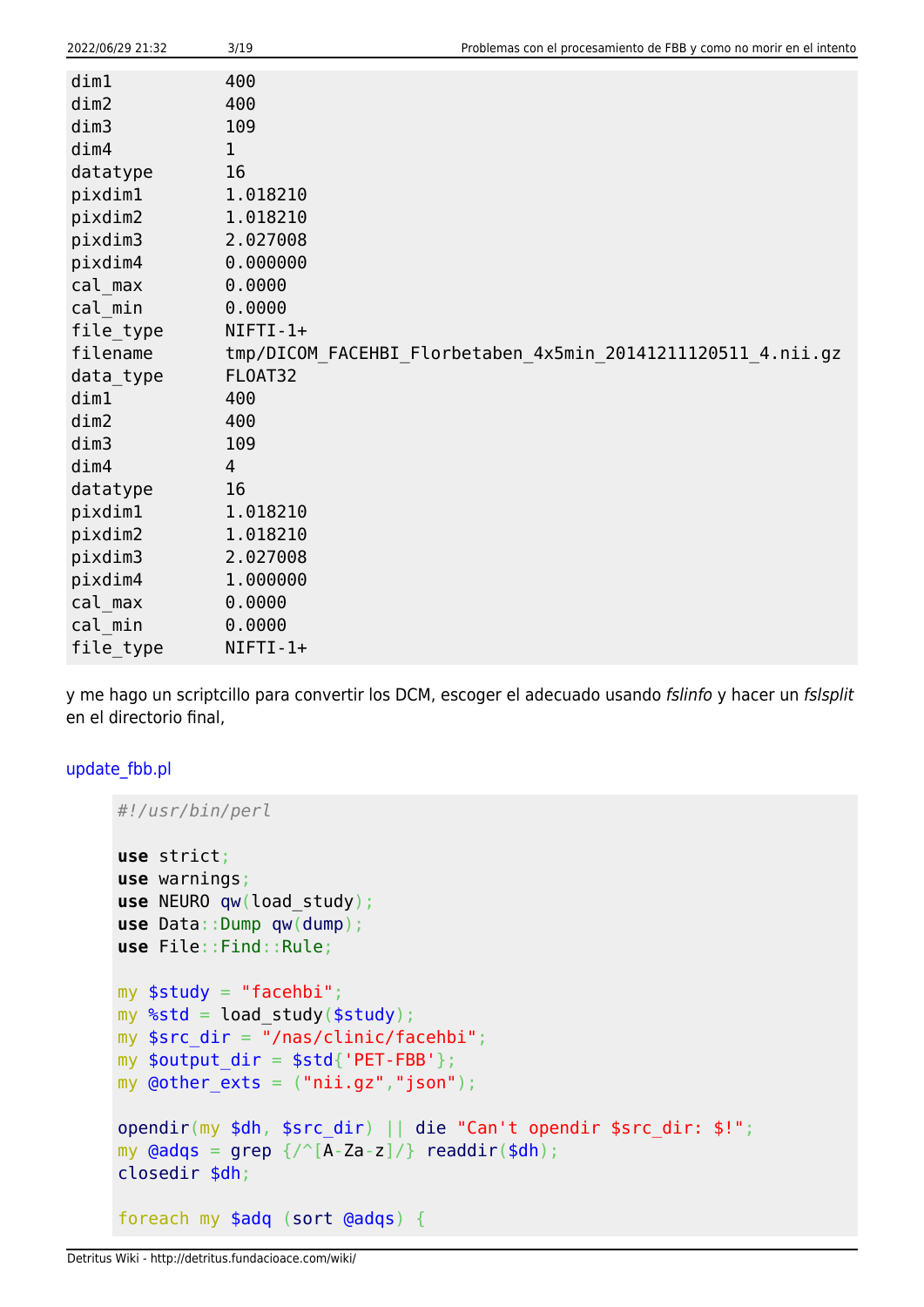```
dim1           400
dim2           400
dim3           109
dim4           1
datatype       16
pixdim1        1.018210
pixdim2        1.018210
pixdim3        2.027008
pixdim4        0.000000
cal_max        0.0000
cal_min        0.0000
file_type      NIFTI-1+
filename       tmp/DICOM_FACEHBI_Florbetaben_4x5min_20141211120511_4.nii.gz
data_type      FLOAT32
dim1           400
dim2           400
dim3           109
dim4           4
datatype       16
pixdim1        1.018210
pixdim2        1.018210
pixdim3        2.027008
pixdim4        1.000000
cal_max        0.0000
cal_min        0.0000
file_type      NIFTI-1+
```

y me hago un scriptcillo para convertir los DCM, escoger el adecuado usando *fslinfo* y hacer un *fslsplit* en el directorio final,

update_fbb.pl

```perl
#!/usr/bin/perl

use strict;
use warnings;
use NEURO qw(load_study);
use Data::Dump qw(dump);
use File::Find::Rule;

my $study = "facehbi";
my %std = load_study($study);
my $src_dir = "/nas/clinic/facehbi";
my $output_dir = $std{'PET-FBB'};
my @other_exts = ("nii.gz","json");

opendir(my $dh, $src_dir) || die "Can't opendir $src_dir: $!";
my @adqs = grep {/^[A-Za-z]/} readdir($dh);
closedir $dh;

foreach my $adq (sort @adqs) {
```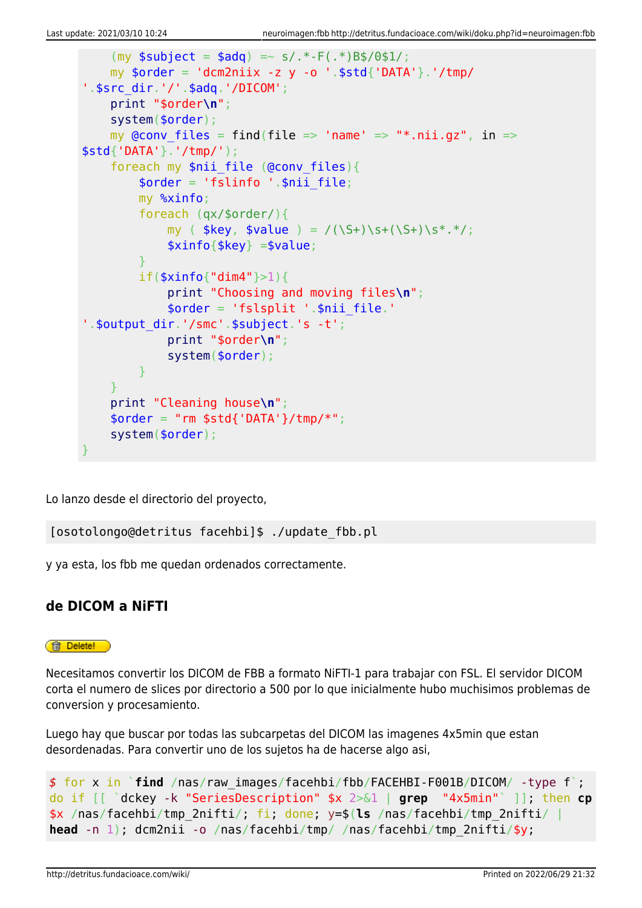```
    (my $subject = $adq) =~ s/.*-F(.*)B$/0$1/;
    my $order = 'dcm2niix -z y -o '.$std{'DATA'}.'/tmp/
'.$src_dir.'/'.$adq.'/DICOM';
    print "$order\n";
    system($order);
    my @conv_files = find(file => 'name' => "*.nii.gz", in =>
$std{'DATA'}.'/tmp/');
    foreach my $nii_file (@conv_files){
        $order = 'fslinfo '.$nii_file;
        my %xinfo;
        foreach (qx/$order/){
            my ( $key, $value ) = /(\S+)\s+(\S+)\s*.*/;
            $xinfo{$key} =$value;
        }
        if($xinfo{"dim4"}>1){
            print "Choosing and moving files\n";
            $order = 'fslsplit '.$nii_file.'
'.$output_dir.'/smc'.$subject.'s -t';
            print "$order\n";
            system($order);
        }
    }
    print "Cleaning house\n";
    $order = "rm $std{'DATA'}/tmp/*";
    system($order);
}
```

Lo lanzo desde el directorio del proyecto,

```
[osotolongo@detritus facehbi]$ ./update_fbb.pl
```

y ya esta, los fbb me quedan ordenados correctamente.

## de DICOM a NiFTI

Delete!

Necesitamos convertir los DICOM de FBB a formato NiFTI-1 para trabajar con FSL. El servidor DICOM corta el numero de slices por directorio a 500 por lo que inicialmente hubo muchisimos problemas de conversion y procesamiento.

Luego hay que buscar por todas las subcarpetas del DICOM las imagenes 4x5min que estan desordenadas. Para convertir uno de los sujetos ha de hacerse algo asi,

```
$ for x in `find /nas/raw_images/facehbi/fbb/FACEHBI-F001B/DICOM/ -type f`;
do if [[ `dckey -k "SeriesDescription" $x 2>&1 | grep  "4x5min"` ]]; then cp
$x /nas/facehbi/tmp_2nifti/; fi; done; y=$(ls /nas/facehbi/tmp_2nifti/ |
head -n 1); dcm2nii -o /nas/facehbi/tmp/ /nas/facehbi/tmp_2nifti/$y;
```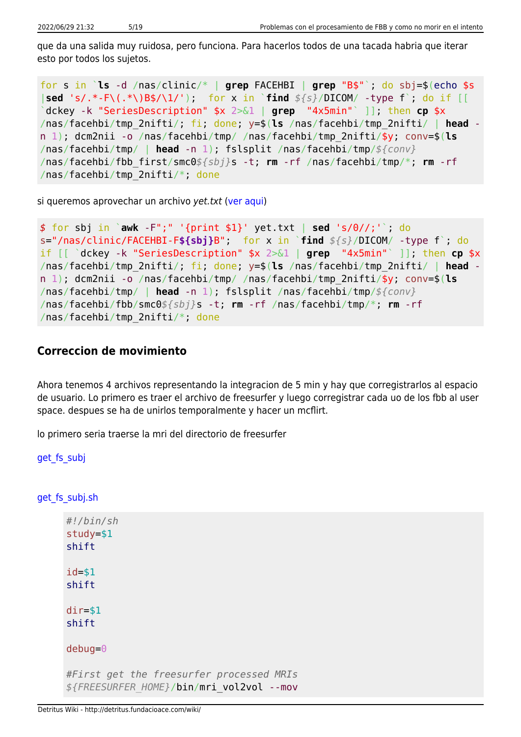que da una salida muy ruidosa, pero funciona. Para hacerlos todos de una tacada habria que iterar esto por todos los sujetos.

```
for s in `ls -d /nas/clinic/* | grep FACEHBI | grep "B$"`; do sbj=$(echo $s |sed 's/.*-F\(.*\)B$/\1/');  for x in `find ${s}/DICOM/ -type f`; do if [[ `dckey -k "SeriesDescription" $x 2>&1 | grep  "4x5min"` ]]; then cp $x /nas/facehbi/tmp_2nifti/; fi; done; y=$(ls /nas/facehbi/tmp_2nifti/ | head -n 1); dcm2nii -o /nas/facehbi/tmp/ /nas/facehbi/tmp_2nifti/$y; conv=$(ls /nas/facehbi/tmp/ | head -n 1); fslsplit /nas/facehbi/tmp/${conv} /nas/facehbi/fbb_first/smc0${sbj}s -t; rm -rf /nas/facehbi/tmp/*; rm -rf /nas/facehbi/tmp_2nifti/*; done
```

si queremos aprovechar un archivo *yet.txt* (ver aqui)

```
$ for sbj in `awk -F";" '{print $1}' yet.txt | sed 's/0//;'`; do s="/nas/clinic/FACEHBI-F${sbj}B";  for x in `find ${s}/DICOM/ -type f`; do if [[ `dckey -k "SeriesDescription" $x 2>&1 | grep  "4x5min"` ]]; then cp $x /nas/facehbi/tmp_2nifti/; fi; done; y=$(ls /nas/facehbi/tmp_2nifti/ | head -n 1); dcm2nii -o /nas/facehbi/tmp/ /nas/facehbi/tmp_2nifti/$y; conv=$(ls /nas/facehbi/tmp/ | head -n 1); fslsplit /nas/facehbi/tmp/${conv} /nas/facehbi/fbb/smc0${sbj}s -t; rm -rf /nas/facehbi/tmp/*; rm -rf /nas/facehbi/tmp_2nifti/*; done
```

## Correccion de movimiento

Ahora tenemos 4 archivos representando la integracion de 5 min y hay que corregistrarlos al espacio de usuario. Lo primero es traer el archivo de freesurfer y luego corregistrar cada uo de los fbb al user space. despues se ha de unirlos temporalmente y hacer un mcflirt.

lo primero seria traerse la mri del directorio de freesurfer

get_fs_subj

get_fs_subj.sh

```
#!/bin/sh
study=$1
shift

id=$1
shift

dir=$1
shift

debug=0

#First get the freesurfer processed MRIs
${FREESURFER_HOME}/bin/mri_vol2vol --mov
```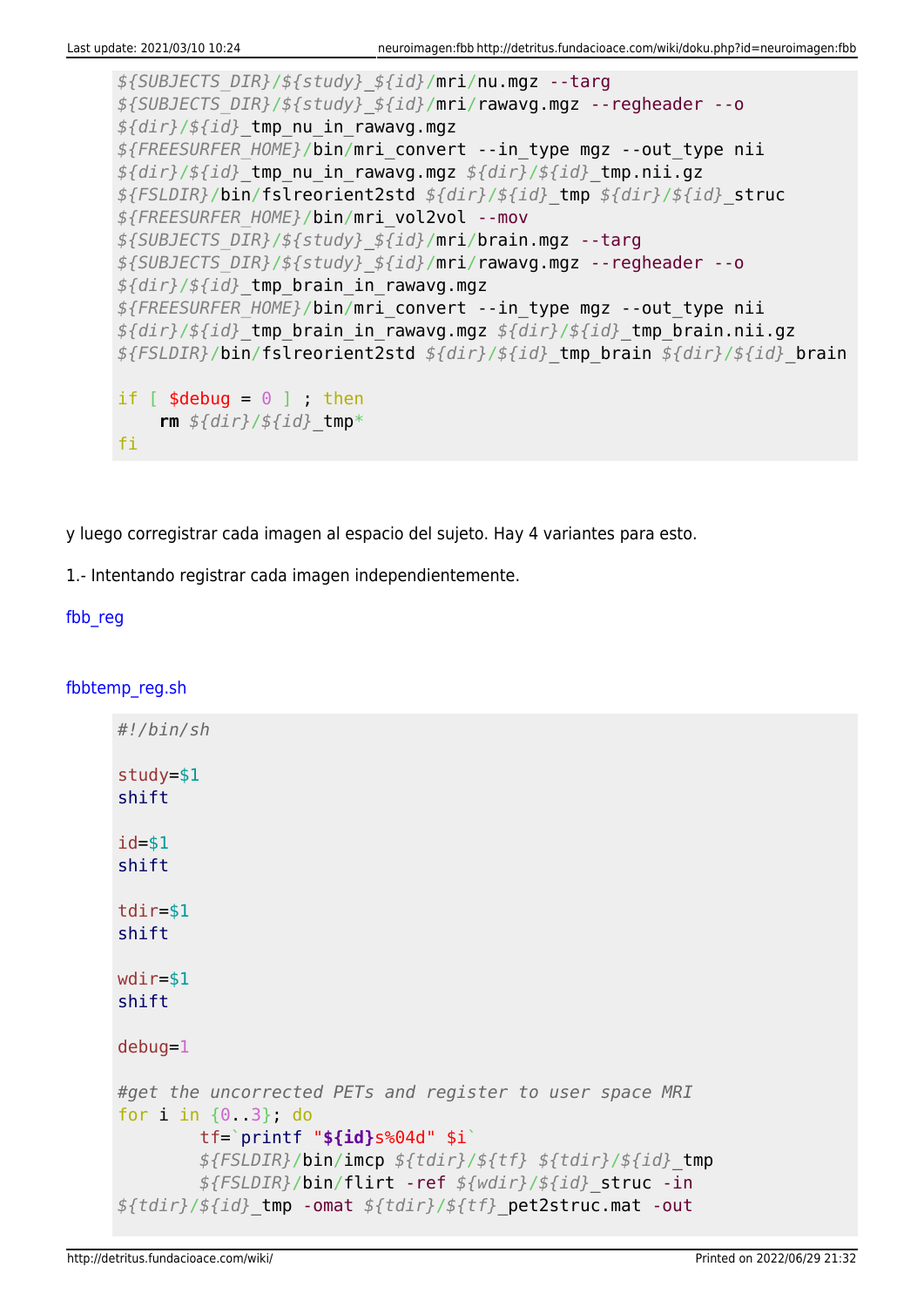```
${SUBJECTS_DIR}/${study}_${id}/mri/nu.mgz --targ
${SUBJECTS_DIR}/${study}_${id}/mri/rawavg.mgz --regheader --o
${dir}/${id}_tmp_nu_in_rawavg.mgz
${FREESURFER_HOME}/bin/mri_convert --in_type mgz --out_type nii
${dir}/${id}_tmp_nu_in_rawavg.mgz ${dir}/${id}_tmp.nii.gz
${FSLDIR}/bin/fslreorient2std ${dir}/${id}_tmp ${dir}/${id}_struc
${FREESURFER_HOME}/bin/mri_vol2vol --mov
${SUBJECTS_DIR}/${study}_${id}/mri/brain.mgz --targ
${SUBJECTS_DIR}/${study}_${id}/mri/rawavg.mgz --regheader --o
${dir}/${id}_tmp_brain_in_rawavg.mgz
${FREESURFER_HOME}/bin/mri_convert --in_type mgz --out_type nii
${dir}/${id}_tmp_brain_in_rawavg.mgz ${dir}/${id}_tmp_brain.nii.gz
${FSLDIR}/bin/fslreorient2std ${dir}/${id}_tmp_brain ${dir}/${id}_brain

if [ $debug = 0 ] ; then
    rm ${dir}/${id}_tmp*
fi
```

y luego corregistrar cada imagen al espacio del sujeto. Hay 4 variantes para esto.

1.- Intentando registrar cada imagen independientemente.

fbb_reg

fbbtemp_reg.sh

```
#!/bin/sh

study=$1
shift

id=$1
shift

tdir=$1
shift

wdir=$1
shift

debug=1

#get the uncorrected PETs and register to user space MRI
for i in {0..3}; do
        tf=`printf "${id}s%04d" $i`
        ${FSLDIR}/bin/imcp ${tdir}/${tf} ${tdir}/${id}_tmp
        ${FSLDIR}/bin/flirt -ref ${wdir}/${id}_struc -in
${tdir}/${id}_tmp -omat ${tdir}/${tf}_pet2struc.mat -out
```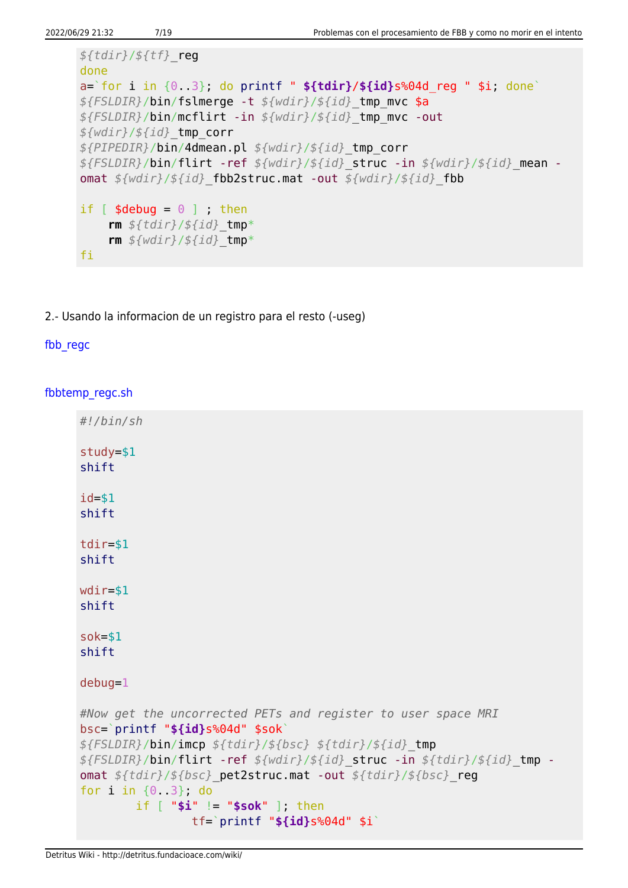```
${tdir}/${tf}_reg
done
a=`for i in {0..3}; do printf " ${tdir}/${id}s%04d_reg " $i; done`
${FSLDIR}/bin/fslmerge -t ${wdir}/${id}_tmp_mvc $a
${FSLDIR}/bin/mcflirt -in ${wdir}/${id}_tmp_mvc -out
${wdir}/${id}_tmp_corr
${PIPEDIR}/bin/4dmean.pl ${wdir}/${id}_tmp_corr
${FSLDIR}/bin/flirt -ref ${wdir}/${id}_struc -in ${wdir}/${id}_mean -
omat ${wdir}/${id}_fbb2struc.mat -out ${wdir}/${id}_fbb

if [ $debug = 0 ] ; then
    rm ${tdir}/${id}_tmp*
    rm ${wdir}/${id}_tmp*
fi
```

2.- Usando la informacion de un registro para el resto (-useg)

fbb_regc

fbbtemp_regc.sh

```
#!/bin/sh

study=$1
shift

id=$1
shift

tdir=$1
shift

wdir=$1
shift

sok=$1
shift

debug=1

#Now get the uncorrected PETs and register to user space MRI
bsc=`printf "${id}s%04d" $sok`
${FSLDIR}/bin/imcp ${tdir}/${bsc} ${tdir}/${id}_tmp
${FSLDIR}/bin/flirt -ref ${wdir}/${id}_struc -in ${tdir}/${id}_tmp -
omat ${tdir}/${bsc}_pet2struc.mat -out ${tdir}/${bsc}_reg
for i in {0..3}; do
        if [ "$i" != "$sok" ]; then
                tf=`printf "${id}s%04d" $i`
```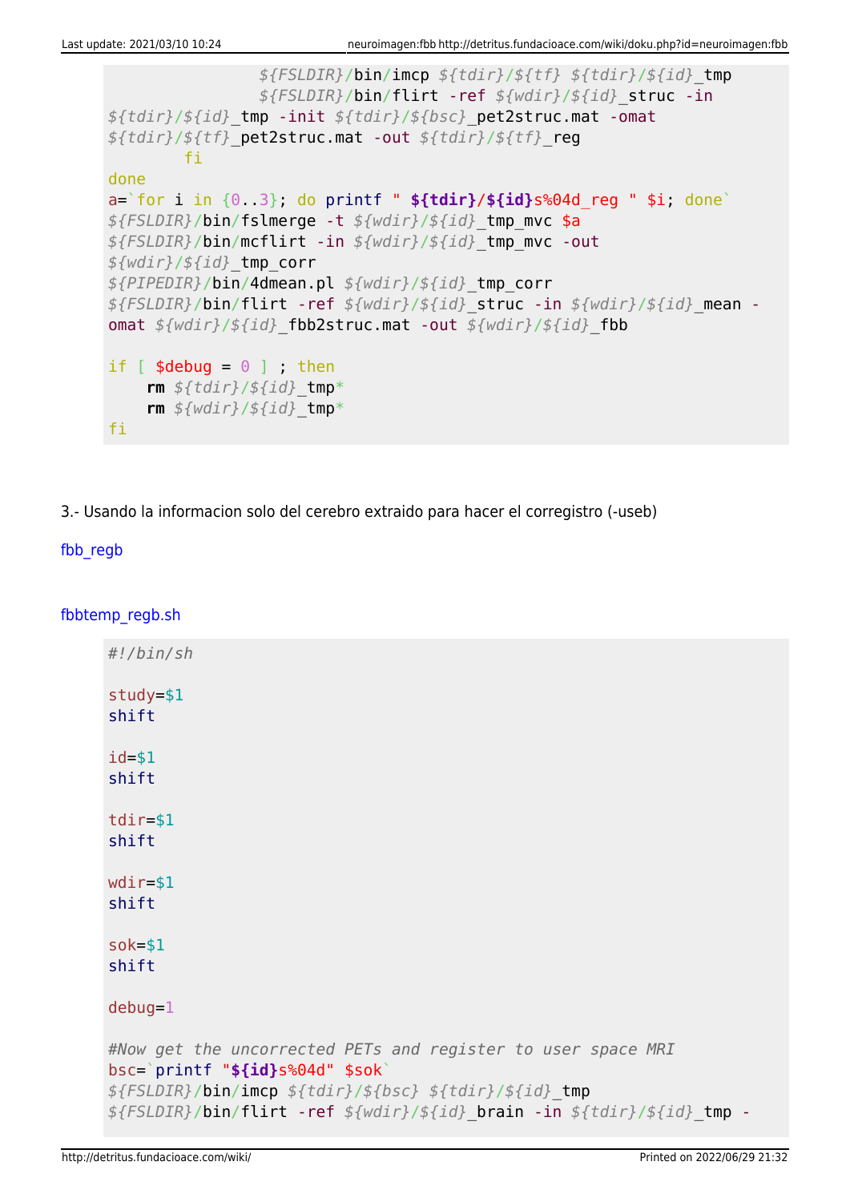```
                ${FSLDIR}/bin/imcp ${tdir}/${tf} ${tdir}/${id}_tmp
                ${FSLDIR}/bin/flirt -ref ${wdir}/${id}_struc -in
${tdir}/${id}_tmp -init ${tdir}/${bsc}_pet2struc.mat -omat
${tdir}/${tf}_pet2struc.mat -out ${tdir}/${tf}_reg
        fi
done
a=`for i in {0..3}; do printf " ${tdir}/${id}s%04d_reg " $i; done`
${FSLDIR}/bin/fslmerge -t ${wdir}/${id}_tmp_mvc $a
${FSLDIR}/bin/mcflirt -in ${wdir}/${id}_tmp_mvc -out
${wdir}/${id}_tmp_corr
${PIPEDIR}/bin/4dmean.pl ${wdir}/${id}_tmp_corr
${FSLDIR}/bin/flirt -ref ${wdir}/${id}_struc -in ${wdir}/${id}_mean -
omat ${wdir}/${id}_fbb2struc.mat -out ${wdir}/${id}_fbb

if [ $debug = 0 ] ; then
    rm ${tdir}/${id}_tmp*
    rm ${wdir}/${id}_tmp*
fi
```

3.- Usando la informacion solo del cerebro extraido para hacer el corregistro (-useb)

fbb_regb

fbbtemp_regb.sh

```
#!/bin/sh

study=$1
shift

id=$1
shift

tdir=$1
shift

wdir=$1
shift

sok=$1
shift

debug=1

#Now get the uncorrected PETs and register to user space MRI
bsc=`printf "${id}s%04d" $sok`
${FSLDIR}/bin/imcp ${tdir}/${bsc} ${tdir}/${id}_tmp
${FSLDIR}/bin/flirt -ref ${wdir}/${id}_brain -in ${tdir}/${id}_tmp -
```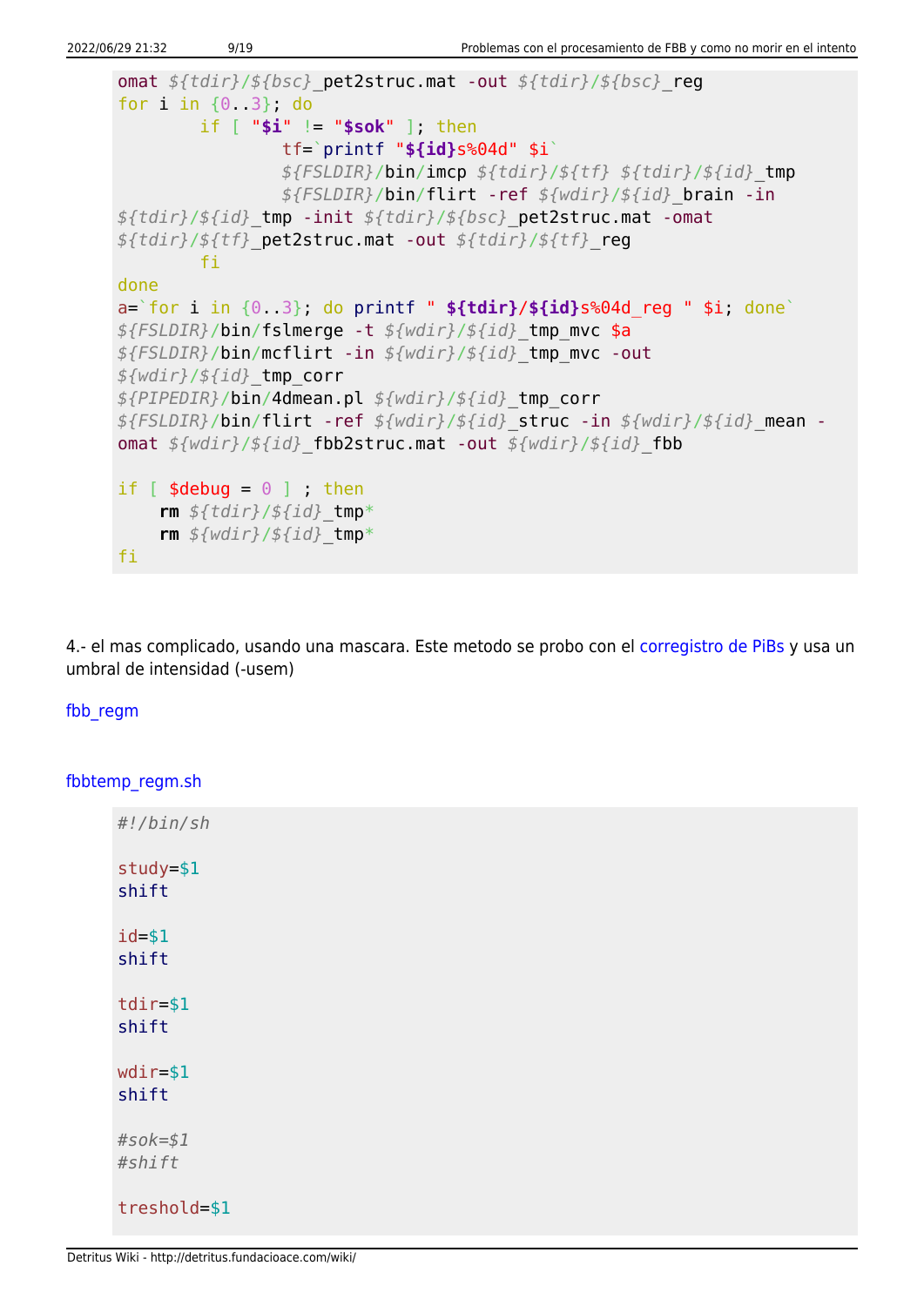```
omat ${tdir}/${bsc}_pet2struc.mat -out ${tdir}/${bsc}_reg
for i in {0..3}; do
        if [ "$i" != "$sok" ]; then
                tf=`printf "${id}s%04d" $i`
                ${FSLDIR}/bin/imcp ${tdir}/${tf} ${tdir}/${id}_tmp
                ${FSLDIR}/bin/flirt -ref ${wdir}/${id}_brain -in
${tdir}/${id}_tmp -init ${tdir}/${bsc}_pet2struc.mat -omat
${tdir}/${tf}_pet2struc.mat -out ${tdir}/${tf}_reg
        fi
done
a=`for i in {0..3}; do printf " ${tdir}/${id}s%04d_reg " $i; done`
${FSLDIR}/bin/fslmerge -t ${wdir}/${id}_tmp_mvc $a
${FSLDIR}/bin/mcflirt -in ${wdir}/${id}_tmp_mvc -out
${wdir}/${id}_tmp_corr
${PIPEDIR}/bin/4dmean.pl ${wdir}/${id}_tmp_corr
${FSLDIR}/bin/flirt -ref ${wdir}/${id}_struc -in ${wdir}/${id}_mean -
omat ${wdir}/${id}_fbb2struc.mat -out ${wdir}/${id}_fbb

if [ $debug = 0 ] ; then
    rm ${tdir}/${id}_tmp*
    rm ${wdir}/${id}_tmp*
fi
```

4.- el mas complicado, usando una mascara. Este metodo se probo con el corregistro de PiBs y usa un umbral de intensidad (-usem)

fbb_regm

fbbtemp_regm.sh

```
#!/bin/sh

study=$1
shift

id=$1
shift

tdir=$1
shift

wdir=$1
shift

#sok=$1
#shift

treshold=$1
```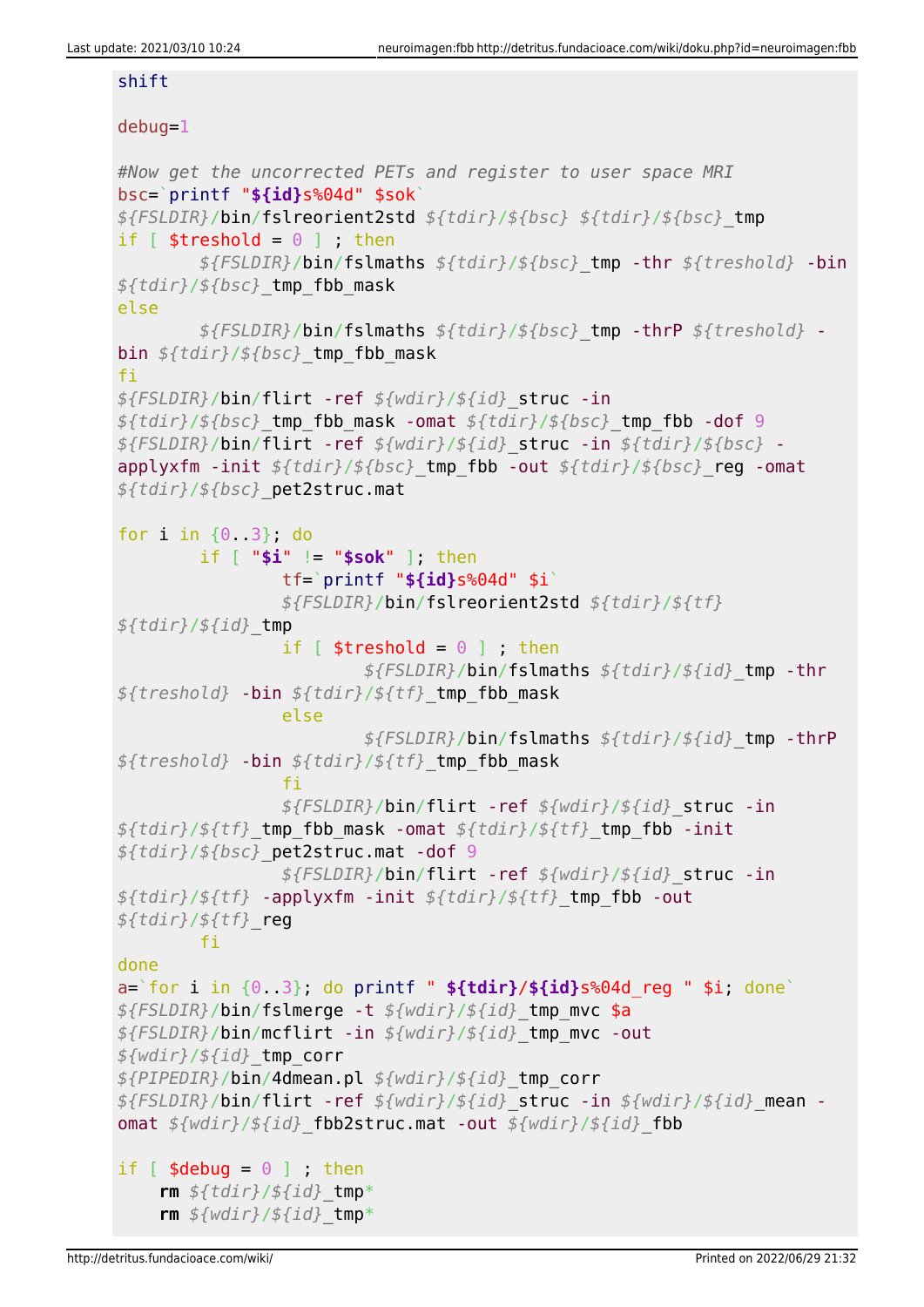```
shift

debug=1

#Now get the uncorrected PETs and register to user space MRI
bsc=`printf "${id}s%04d" $sok`
${FSLDIR}/bin/fslreorient2std ${tdir}/${bsc} ${tdir}/${bsc}_tmp
if [ $treshold = 0 ] ; then
        ${FSLDIR}/bin/fslmaths ${tdir}/${bsc}_tmp -thr ${treshold} -bin ${tdir}/${bsc}_tmp_fbb_mask
else
        ${FSLDIR}/bin/fslmaths ${tdir}/${bsc}_tmp -thrP ${treshold} -bin ${tdir}/${bsc}_tmp_fbb_mask
fi
${FSLDIR}/bin/flirt -ref ${wdir}/${id}_struc -in ${tdir}/${bsc}_tmp_fbb_mask -omat ${tdir}/${bsc}_tmp_fbb -dof 9
${FSLDIR}/bin/flirt -ref ${wdir}/${id}_struc -in ${tdir}/${bsc} -applyxfm -init ${tdir}/${bsc}_tmp_fbb -out ${tdir}/${bsc}_reg -omat ${tdir}/${bsc}_pet2struc.mat

for i in {0..3}; do
        if [ "$i" != "$sok" ]; then
                tf=`printf "${id}s%04d" $i`
                ${FSLDIR}/bin/fslreorient2std ${tdir}/${tf} ${tdir}/${id}_tmp
                if [ $treshold = 0 ] ; then
                        ${FSLDIR}/bin/fslmaths ${tdir}/${id}_tmp -thr ${treshold} -bin ${tdir}/${tf}_tmp_fbb_mask
                else
                        ${FSLDIR}/bin/fslmaths ${tdir}/${id}_tmp -thrP ${treshold} -bin ${tdir}/${tf}_tmp_fbb_mask
                fi
                ${FSLDIR}/bin/flirt -ref ${wdir}/${id}_struc -in ${tdir}/${tf}_tmp_fbb_mask -omat ${tdir}/${tf}_tmp_fbb -init ${tdir}/${bsc}_pet2struc.mat -dof 9
                ${FSLDIR}/bin/flirt -ref ${wdir}/${id}_struc -in ${tdir}/${tf} -applyxfm -init ${tdir}/${tf}_tmp_fbb -out ${tdir}/${tf}_reg
        fi
done
a=`for i in {0..3}; do printf " ${tdir}/${id}s%04d_reg " $i; done`
${FSLDIR}/bin/fslmerge -t ${wdir}/${id}_tmp_mvc $a
${FSLDIR}/bin/mcflirt -in ${wdir}/${id}_tmp_mvc -out ${wdir}/${id}_tmp_corr
${PIPEDIR}/bin/4dmean.pl ${wdir}/${id}_tmp_corr
${FSLDIR}/bin/flirt -ref ${wdir}/${id}_struc -in ${wdir}/${id}_mean -omat ${wdir}/${id}_fbb2struc.mat -out ${wdir}/${id}_fbb

if [ $debug = 0 ] ; then
    rm ${tdir}/${id}_tmp*
    rm ${wdir}/${id}_tmp*
```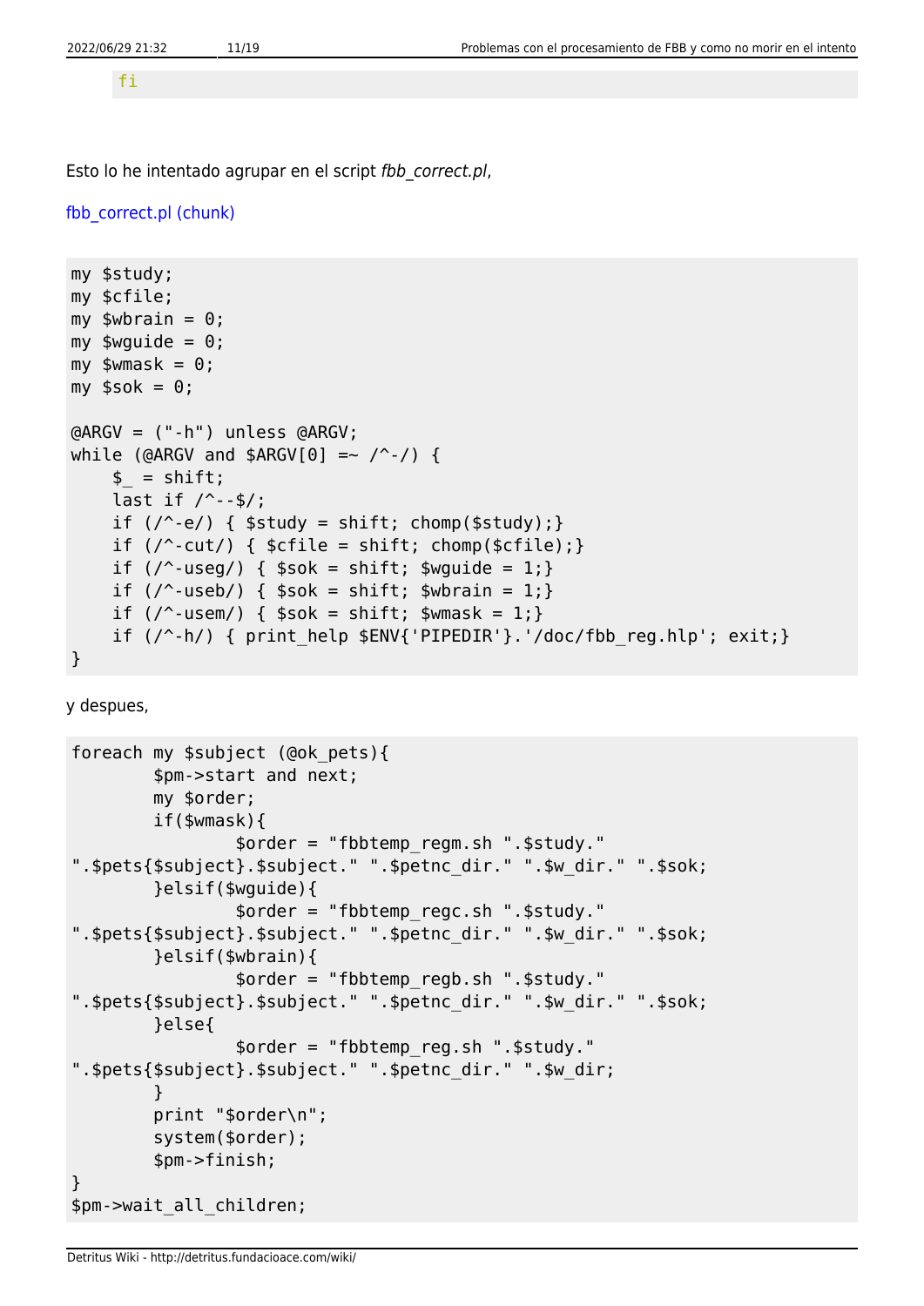```
fi
```

Esto lo he intentado agrupar en el script *fbb_correct.pl*,

fbb_correct.pl (chunk)

```
my $study;
my $cfile;
my $wbrain = 0;
my $wguide = 0;
my $wmask = 0;
my $sok = 0;

@ARGV = ("-h") unless @ARGV;
while (@ARGV and $ARGV[0] =~ /^-/) {
    $_ = shift;
    last if /^--$/;
    if (/^-e/) { $study = shift; chomp($study);}
    if (/^-cut/) { $cfile = shift; chomp($cfile);}
    if (/^-useg/) { $sok = shift; $wguide = 1;}
    if (/^-useb/) { $sok = shift; $wbrain = 1;}
    if (/^-usem/) { $sok = shift; $wmask = 1;}
    if (/^-h/) { print_help $ENV{'PIPEDIR'}.'/doc/fbb_reg.hlp'; exit;}
}
```

y despues,

```
foreach my $subject (@ok_pets){
        $pm->start and next;
        my $order;
        if($wmask){
                $order = "fbbtemp_regm.sh ".$study."
".$pets{$subject}.$subject." ".$petnc_dir." ".$w_dir." ".$sok;
        }elsif($wguide){
                $order = "fbbtemp_regc.sh ".$study."
".$pets{$subject}.$subject." ".$petnc_dir." ".$w_dir." ".$sok;
        }elsif($wbrain){
                $order = "fbbtemp_regb.sh ".$study."
".$pets{$subject}.$subject." ".$petnc_dir." ".$w_dir." ".$sok;
        }else{
                $order = "fbbtemp_reg.sh ".$study."
".$pets{$subject}.$subject." ".$petnc_dir." ".$w_dir;
        }
        print "$order\n";
        system($order);
        $pm->finish;
}
$pm->wait_all_children;
```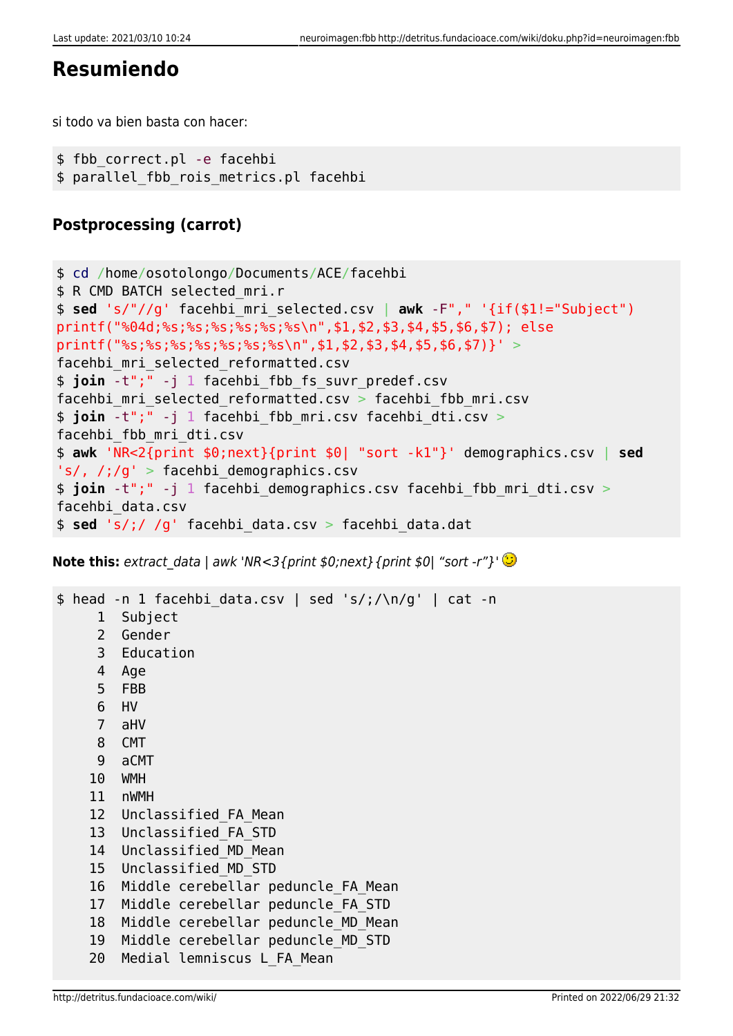## Resumiendo

si todo va bien basta con hacer:

```
$ fbb_correct.pl -e facehbi
$ parallel_fbb_rois_metrics.pl facehbi
```

### Postprocessing (carrot)

```
$ cd /home/osotolongo/Documents/ACE/facehbi
$ R CMD BATCH selected_mri.r
$ sed 's/"//g' facehbi_mri_selected.csv | awk -F"," '{if($1!="Subject")
printf("%04d;%s;%s;%s;%s;%s;%s\n",$1,$2,$3,$4,$5,$6,$7); else
printf("%s;%s;%s;%s;%s;%s;%s\n",$1,$2,$3,$4,$5,$6,$7)}' >
facehbi_mri_selected_reformatted.csv
$ join -t";" -j 1 facehbi_fbb_fs_suvr_predef.csv
facehbi_mri_selected_reformatted.csv > facehbi_fbb_mri.csv
$ join -t";" -j 1 facehbi_fbb_mri.csv facehbi_dti.csv >
facehbi_fbb_mri_dti.csv
$ awk 'NR<2{print $0;next}{print $0| "sort -k1"}' demographics.csv | sed
's/, /;/g' > facehbi_demographics.csv
$ join -t";" -j 1 facehbi_demographics.csv facehbi_fbb_mri_dti.csv >
facehbi_data.csv
$ sed 's/;/ /g' facehbi_data.csv > facehbi_data.dat
```

**Note this:** *extract_data | awk 'NR<3{print $0;next}{print $0| "sort -r"}'* 😉

```
$ head -n 1 facehbi_data.csv | sed 's/;/\n/g' | cat -n
     1  Subject
     2  Gender
     3  Education
     4  Age
     5  FBB
     6  HV
     7  aHV
     8  CMT
     9  aCMT
    10  WMH
    11  nWMH
    12  Unclassified_FA_Mean
    13  Unclassified_FA_STD
    14  Unclassified_MD_Mean
    15  Unclassified_MD_STD
    16  Middle cerebellar peduncle_FA_Mean
    17  Middle cerebellar peduncle_FA_STD
    18  Middle cerebellar peduncle_MD_Mean
    19  Middle cerebellar peduncle_MD_STD
    20  Medial lemniscus L_FA_Mean
```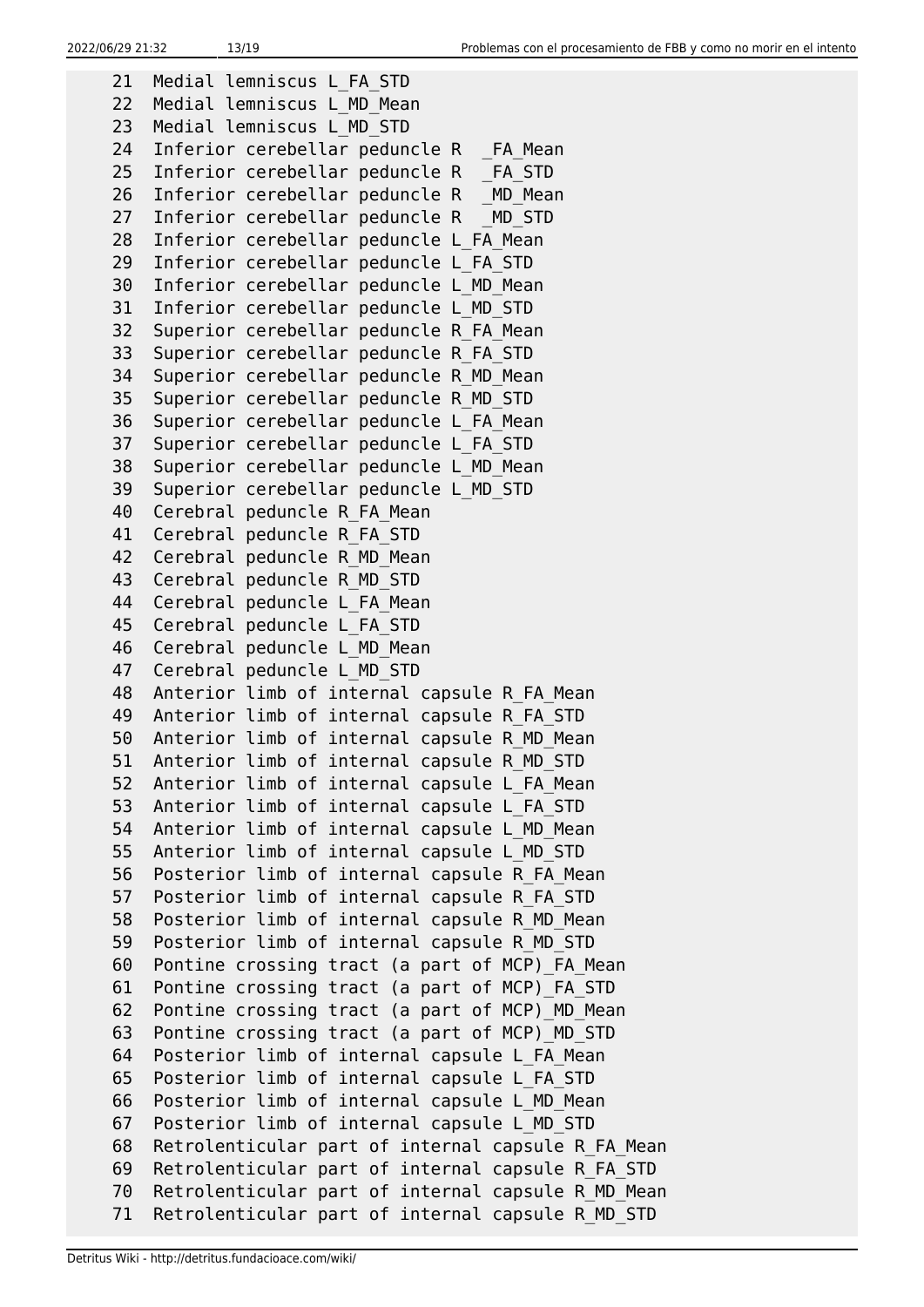```
21  Medial lemniscus L_FA_STD
22  Medial lemniscus L_MD_Mean
23  Medial lemniscus L_MD_STD
24  Inferior cerebellar peduncle R  _FA_Mean
25  Inferior cerebellar peduncle R  _FA_STD
26  Inferior cerebellar peduncle R  _MD_Mean
27  Inferior cerebellar peduncle R  _MD_STD
28  Inferior cerebellar peduncle L_FA_Mean
29  Inferior cerebellar peduncle L_FA_STD
30  Inferior cerebellar peduncle L_MD_Mean
31  Inferior cerebellar peduncle L_MD_STD
32  Superior cerebellar peduncle R_FA_Mean
33  Superior cerebellar peduncle R_FA_STD
34  Superior cerebellar peduncle R_MD_Mean
35  Superior cerebellar peduncle R_MD_STD
36  Superior cerebellar peduncle L_FA_Mean
37  Superior cerebellar peduncle L_FA_STD
38  Superior cerebellar peduncle L_MD_Mean
39  Superior cerebellar peduncle L_MD_STD
40  Cerebral peduncle R_FA_Mean
41  Cerebral peduncle R_FA_STD
42  Cerebral peduncle R_MD_Mean
43  Cerebral peduncle R_MD_STD
44  Cerebral peduncle L_FA_Mean
45  Cerebral peduncle L_FA_STD
46  Cerebral peduncle L_MD_Mean
47  Cerebral peduncle L_MD_STD
48  Anterior limb of internal capsule R_FA_Mean
49  Anterior limb of internal capsule R_FA_STD
50  Anterior limb of internal capsule R_MD_Mean
51  Anterior limb of internal capsule R_MD_STD
52  Anterior limb of internal capsule L_FA_Mean
53  Anterior limb of internal capsule L_FA_STD
54  Anterior limb of internal capsule L_MD_Mean
55  Anterior limb of internal capsule L_MD_STD
56  Posterior limb of internal capsule R_FA_Mean
57  Posterior limb of internal capsule R_FA_STD
58  Posterior limb of internal capsule R_MD_Mean
59  Posterior limb of internal capsule R_MD_STD
60  Pontine crossing tract (a part of MCP)_FA_Mean
61  Pontine crossing tract (a part of MCP)_FA_STD
62  Pontine crossing tract (a part of MCP)_MD_Mean
63  Pontine crossing tract (a part of MCP)_MD_STD
64  Posterior limb of internal capsule L_FA_Mean
65  Posterior limb of internal capsule L_FA_STD
66  Posterior limb of internal capsule L_MD_Mean
67  Posterior limb of internal capsule L_MD_STD
68  Retrolenticular part of internal capsule R_FA_Mean
69  Retrolenticular part of internal capsule R_FA_STD
70  Retrolenticular part of internal capsule R_MD_Mean
71  Retrolenticular part of internal capsule R_MD_STD
```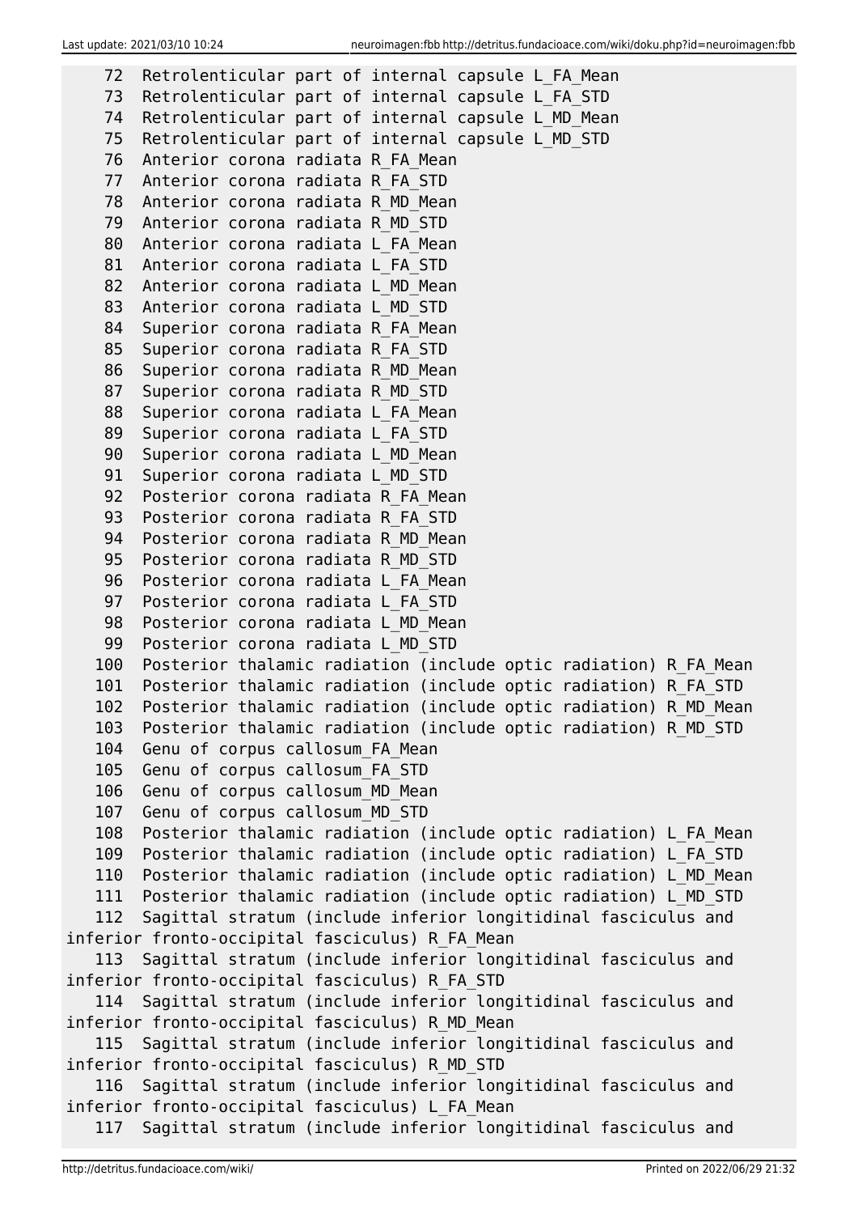```
    72  Retrolenticular part of internal capsule L_FA_Mean
    73  Retrolenticular part of internal capsule L_FA_STD
    74  Retrolenticular part of internal capsule L_MD_Mean
    75  Retrolenticular part of internal capsule L_MD_STD
    76  Anterior corona radiata R_FA_Mean
    77  Anterior corona radiata R_FA_STD
    78  Anterior corona radiata R_MD_Mean
    79  Anterior corona radiata R_MD_STD
    80  Anterior corona radiata L_FA_Mean
    81  Anterior corona radiata L_FA_STD
    82  Anterior corona radiata L_MD_Mean
    83  Anterior corona radiata L_MD_STD
    84  Superior corona radiata R_FA_Mean
    85  Superior corona radiata R_FA_STD
    86  Superior corona radiata R_MD_Mean
    87  Superior corona radiata R_MD_STD
    88  Superior corona radiata L_FA_Mean
    89  Superior corona radiata L_FA_STD
    90  Superior corona radiata L_MD_Mean
    91  Superior corona radiata L_MD_STD
    92  Posterior corona radiata R_FA_Mean
    93  Posterior corona radiata R_FA_STD
    94  Posterior corona radiata R_MD_Mean
    95  Posterior corona radiata R_MD_STD
    96  Posterior corona radiata L_FA_Mean
    97  Posterior corona radiata L_FA_STD
    98  Posterior corona radiata L_MD_Mean
    99  Posterior corona radiata L_MD_STD
   100  Posterior thalamic radiation (include optic radiation) R_FA_Mean
   101  Posterior thalamic radiation (include optic radiation) R_FA_STD
   102  Posterior thalamic radiation (include optic radiation) R_MD_Mean
   103  Posterior thalamic radiation (include optic radiation) R_MD_STD
   104  Genu of corpus callosum_FA_Mean
   105  Genu of corpus callosum_FA_STD
   106  Genu of corpus callosum_MD_Mean
   107  Genu of corpus callosum_MD_STD
   108  Posterior thalamic radiation (include optic radiation) L_FA_Mean
   109  Posterior thalamic radiation (include optic radiation) L_FA_STD
   110  Posterior thalamic radiation (include optic radiation) L_MD_Mean
   111  Posterior thalamic radiation (include optic radiation) L_MD_STD
   112  Sagittal stratum (include inferior longitidinal fasciculus and
inferior fronto-occipital fasciculus) R_FA_Mean
   113  Sagittal stratum (include inferior longitidinal fasciculus and
inferior fronto-occipital fasciculus) R_FA_STD
   114  Sagittal stratum (include inferior longitidinal fasciculus and
inferior fronto-occipital fasciculus) R_MD_Mean
   115  Sagittal stratum (include inferior longitidinal fasciculus and
inferior fronto-occipital fasciculus) R_MD_STD
   116  Sagittal stratum (include inferior longitidinal fasciculus and
inferior fronto-occipital fasciculus) L_FA_Mean
   117  Sagittal stratum (include inferior longitidinal fasciculus and
```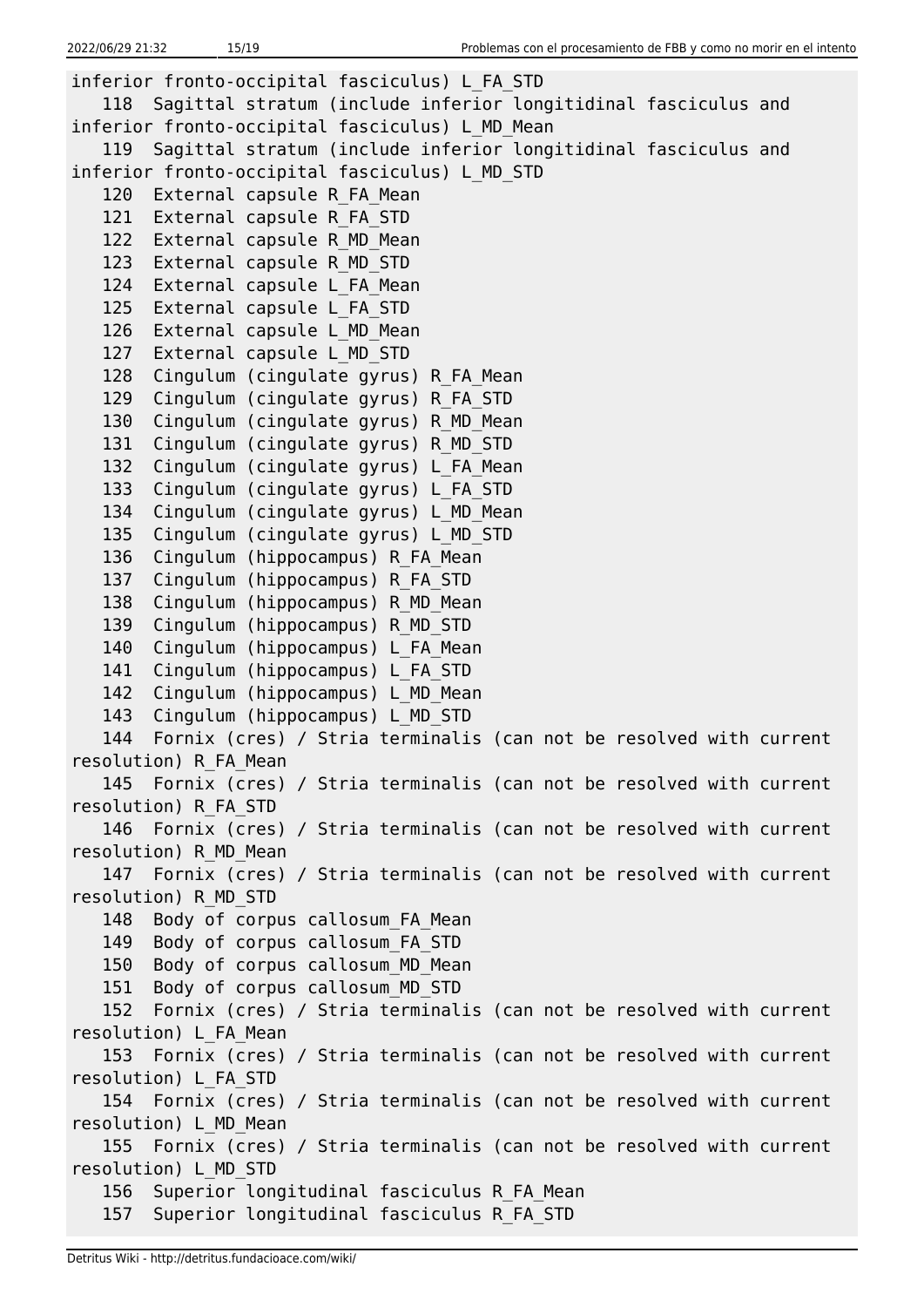```
inferior fronto-occipital fasciculus) L_FA_STD
   118  Sagittal stratum (include inferior longitidinal fasciculus and
inferior fronto-occipital fasciculus) L_MD_Mean
   119  Sagittal stratum (include inferior longitidinal fasciculus and
inferior fronto-occipital fasciculus) L_MD_STD
   120  External capsule R_FA_Mean
   121  External capsule R_FA_STD
   122  External capsule R_MD_Mean
   123  External capsule R_MD_STD
   124  External capsule L_FA_Mean
   125  External capsule L_FA_STD
   126  External capsule L_MD_Mean
   127  External capsule L_MD_STD
   128  Cingulum (cingulate gyrus) R_FA_Mean
   129  Cingulum (cingulate gyrus) R_FA_STD
   130  Cingulum (cingulate gyrus) R_MD_Mean
   131  Cingulum (cingulate gyrus) R_MD_STD
   132  Cingulum (cingulate gyrus) L_FA_Mean
   133  Cingulum (cingulate gyrus) L_FA_STD
   134  Cingulum (cingulate gyrus) L_MD_Mean
   135  Cingulum (cingulate gyrus) L_MD_STD
   136  Cingulum (hippocampus) R_FA_Mean
   137  Cingulum (hippocampus) R_FA_STD
   138  Cingulum (hippocampus) R_MD_Mean
   139  Cingulum (hippocampus) R_MD_STD
   140  Cingulum (hippocampus) L_FA_Mean
   141  Cingulum (hippocampus) L_FA_STD
   142  Cingulum (hippocampus) L_MD_Mean
   143  Cingulum (hippocampus) L_MD_STD
   144  Fornix (cres) / Stria terminalis (can not be resolved with current
resolution) R_FA_Mean
   145  Fornix (cres) / Stria terminalis (can not be resolved with current
resolution) R_FA_STD
   146  Fornix (cres) / Stria terminalis (can not be resolved with current
resolution) R_MD_Mean
   147  Fornix (cres) / Stria terminalis (can not be resolved with current
resolution) R_MD_STD
   148  Body of corpus callosum_FA_Mean
   149  Body of corpus callosum_FA_STD
   150  Body of corpus callosum_MD_Mean
   151  Body of corpus callosum_MD_STD
   152  Fornix (cres) / Stria terminalis (can not be resolved with current
resolution) L_FA_Mean
   153  Fornix (cres) / Stria terminalis (can not be resolved with current
resolution) L_FA_STD
   154  Fornix (cres) / Stria terminalis (can not be resolved with current
resolution) L_MD_Mean
   155  Fornix (cres) / Stria terminalis (can not be resolved with current
resolution) L_MD_STD
   156  Superior longitudinal fasciculus R_FA_Mean
   157  Superior longitudinal fasciculus R_FA_STD
```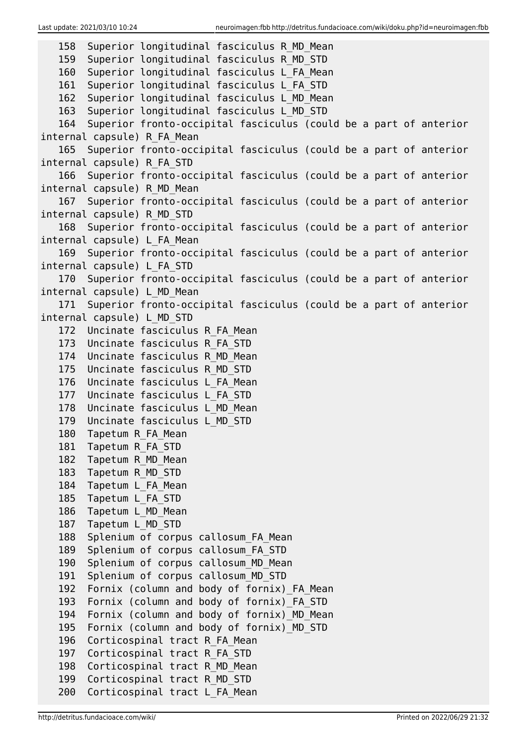```
   158  Superior longitudinal fasciculus R_MD_Mean
   159  Superior longitudinal fasciculus R_MD_STD
   160  Superior longitudinal fasciculus L_FA_Mean
   161  Superior longitudinal fasciculus L_FA_STD
   162  Superior longitudinal fasciculus L_MD_Mean
   163  Superior longitudinal fasciculus L_MD_STD
   164  Superior fronto-occipital fasciculus (could be a part of anterior
internal capsule) R_FA_Mean
   165  Superior fronto-occipital fasciculus (could be a part of anterior
internal capsule) R_FA_STD
   166  Superior fronto-occipital fasciculus (could be a part of anterior
internal capsule) R_MD_Mean
   167  Superior fronto-occipital fasciculus (could be a part of anterior
internal capsule) R_MD_STD
   168  Superior fronto-occipital fasciculus (could be a part of anterior
internal capsule) L_FA_Mean
   169  Superior fronto-occipital fasciculus (could be a part of anterior
internal capsule) L_FA_STD
   170  Superior fronto-occipital fasciculus (could be a part of anterior
internal capsule) L_MD_Mean
   171  Superior fronto-occipital fasciculus (could be a part of anterior
internal capsule) L_MD_STD
   172  Uncinate fasciculus R_FA_Mean
   173  Uncinate fasciculus R_FA_STD
   174  Uncinate fasciculus R_MD_Mean
   175  Uncinate fasciculus R_MD_STD
   176  Uncinate fasciculus L_FA_Mean
   177  Uncinate fasciculus L_FA_STD
   178  Uncinate fasciculus L_MD_Mean
   179  Uncinate fasciculus L_MD_STD
   180  Tapetum R_FA_Mean
   181  Tapetum R_FA_STD
   182  Tapetum R_MD_Mean
   183  Tapetum R_MD_STD
   184  Tapetum L_FA_Mean
   185  Tapetum L_FA_STD
   186  Tapetum L_MD_Mean
   187  Tapetum L_MD_STD
   188  Splenium of corpus callosum_FA_Mean
   189  Splenium of corpus callosum_FA_STD
   190  Splenium of corpus callosum_MD_Mean
   191  Splenium of corpus callosum_MD_STD
   192  Fornix (column and body of fornix)_FA_Mean
   193  Fornix (column and body of fornix)_FA_STD
   194  Fornix (column and body of fornix)_MD_Mean
   195  Fornix (column and body of fornix)_MD_STD
   196  Corticospinal tract R_FA_Mean
   197  Corticospinal tract R_FA_STD
   198  Corticospinal tract R_MD_Mean
   199  Corticospinal tract R_MD_STD
   200  Corticospinal tract L_FA_Mean
```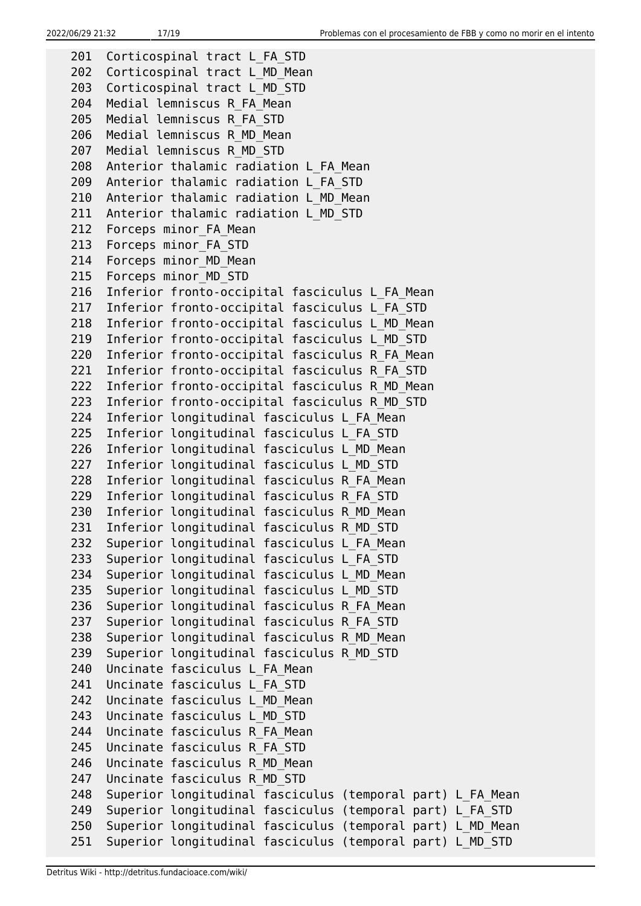```
201  Corticospinal tract L_FA_STD
202  Corticospinal tract L_MD_Mean
203  Corticospinal tract L_MD_STD
204  Medial lemniscus R_FA_Mean
205  Medial lemniscus R_FA_STD
206  Medial lemniscus R_MD_Mean
207  Medial lemniscus R_MD_STD
208  Anterior thalamic radiation L_FA_Mean
209  Anterior thalamic radiation L_FA_STD
210  Anterior thalamic radiation L_MD_Mean
211  Anterior thalamic radiation L_MD_STD
212  Forceps minor_FA_Mean
213  Forceps minor_FA_STD
214  Forceps minor_MD_Mean
215  Forceps minor_MD_STD
216  Inferior fronto-occipital fasciculus L_FA_Mean
217  Inferior fronto-occipital fasciculus L_FA_STD
218  Inferior fronto-occipital fasciculus L_MD_Mean
219  Inferior fronto-occipital fasciculus L_MD_STD
220  Inferior fronto-occipital fasciculus R_FA_Mean
221  Inferior fronto-occipital fasciculus R_FA_STD
222  Inferior fronto-occipital fasciculus R_MD_Mean
223  Inferior fronto-occipital fasciculus R_MD_STD
224  Inferior longitudinal fasciculus L_FA_Mean
225  Inferior longitudinal fasciculus L_FA_STD
226  Inferior longitudinal fasciculus L_MD_Mean
227  Inferior longitudinal fasciculus L_MD_STD
228  Inferior longitudinal fasciculus R_FA_Mean
229  Inferior longitudinal fasciculus R_FA_STD
230  Inferior longitudinal fasciculus R_MD_Mean
231  Inferior longitudinal fasciculus R_MD_STD
232  Superior longitudinal fasciculus L_FA_Mean
233  Superior longitudinal fasciculus L_FA_STD
234  Superior longitudinal fasciculus L_MD_Mean
235  Superior longitudinal fasciculus L_MD_STD
236  Superior longitudinal fasciculus R_FA_Mean
237  Superior longitudinal fasciculus R_FA_STD
238  Superior longitudinal fasciculus R_MD_Mean
239  Superior longitudinal fasciculus R_MD_STD
240  Uncinate fasciculus L_FA_Mean
241  Uncinate fasciculus L_FA_STD
242  Uncinate fasciculus L_MD_Mean
243  Uncinate fasciculus L_MD_STD
244  Uncinate fasciculus R_FA_Mean
245  Uncinate fasciculus R_FA_STD
246  Uncinate fasciculus R_MD_Mean
247  Uncinate fasciculus R_MD_STD
248  Superior longitudinal fasciculus (temporal part) L_FA_Mean
249  Superior longitudinal fasciculus (temporal part) L_FA_STD
250  Superior longitudinal fasciculus (temporal part) L_MD_Mean
251  Superior longitudinal fasciculus (temporal part) L_MD_STD
```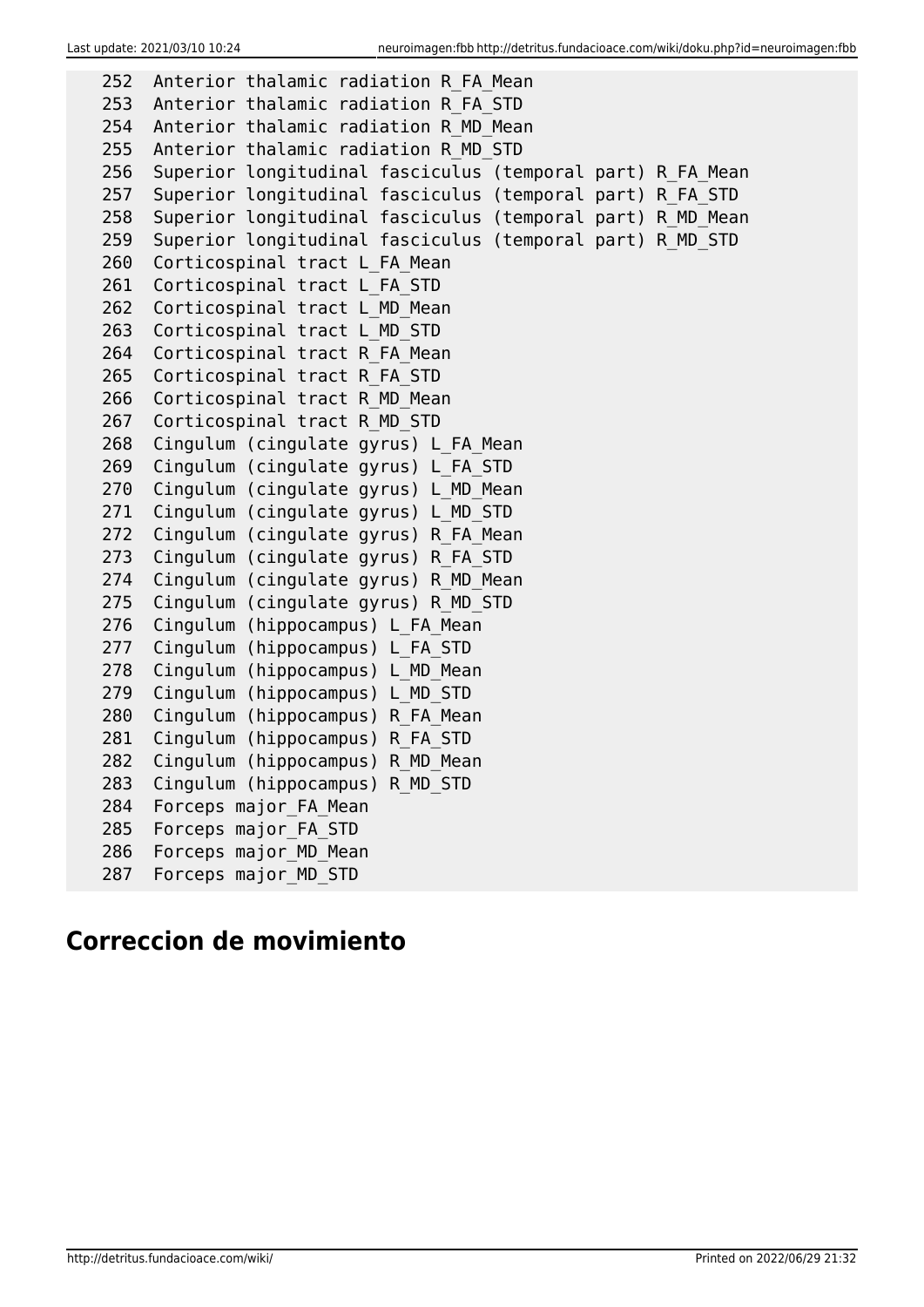```
252  Anterior thalamic radiation R_FA_Mean
253  Anterior thalamic radiation R_FA_STD
254  Anterior thalamic radiation R_MD_Mean
255  Anterior thalamic radiation R_MD_STD
256  Superior longitudinal fasciculus (temporal part) R_FA_Mean
257  Superior longitudinal fasciculus (temporal part) R_FA_STD
258  Superior longitudinal fasciculus (temporal part) R_MD_Mean
259  Superior longitudinal fasciculus (temporal part) R_MD_STD
260  Corticospinal tract L_FA_Mean
261  Corticospinal tract L_FA_STD
262  Corticospinal tract L_MD_Mean
263  Corticospinal tract L_MD_STD
264  Corticospinal tract R_FA_Mean
265  Corticospinal tract R_FA_STD
266  Corticospinal tract R_MD_Mean
267  Corticospinal tract R_MD_STD
268  Cingulum (cingulate gyrus) L_FA_Mean
269  Cingulum (cingulate gyrus) L_FA_STD
270  Cingulum (cingulate gyrus) L_MD_Mean
271  Cingulum (cingulate gyrus) L_MD_STD
272  Cingulum (cingulate gyrus) R_FA_Mean
273  Cingulum (cingulate gyrus) R_FA_STD
274  Cingulum (cingulate gyrus) R_MD_Mean
275  Cingulum (cingulate gyrus) R_MD_STD
276  Cingulum (hippocampus) L_FA_Mean
277  Cingulum (hippocampus) L_FA_STD
278  Cingulum (hippocampus) L_MD_Mean
279  Cingulum (hippocampus) L_MD_STD
280  Cingulum (hippocampus) R_FA_Mean
281  Cingulum (hippocampus) R_FA_STD
282  Cingulum (hippocampus) R_MD_Mean
283  Cingulum (hippocampus) R_MD_STD
284  Forceps major_FA_Mean
285  Forceps major_FA_STD
286  Forceps major_MD_Mean
287  Forceps major_MD_STD
```

## Correccion de movimiento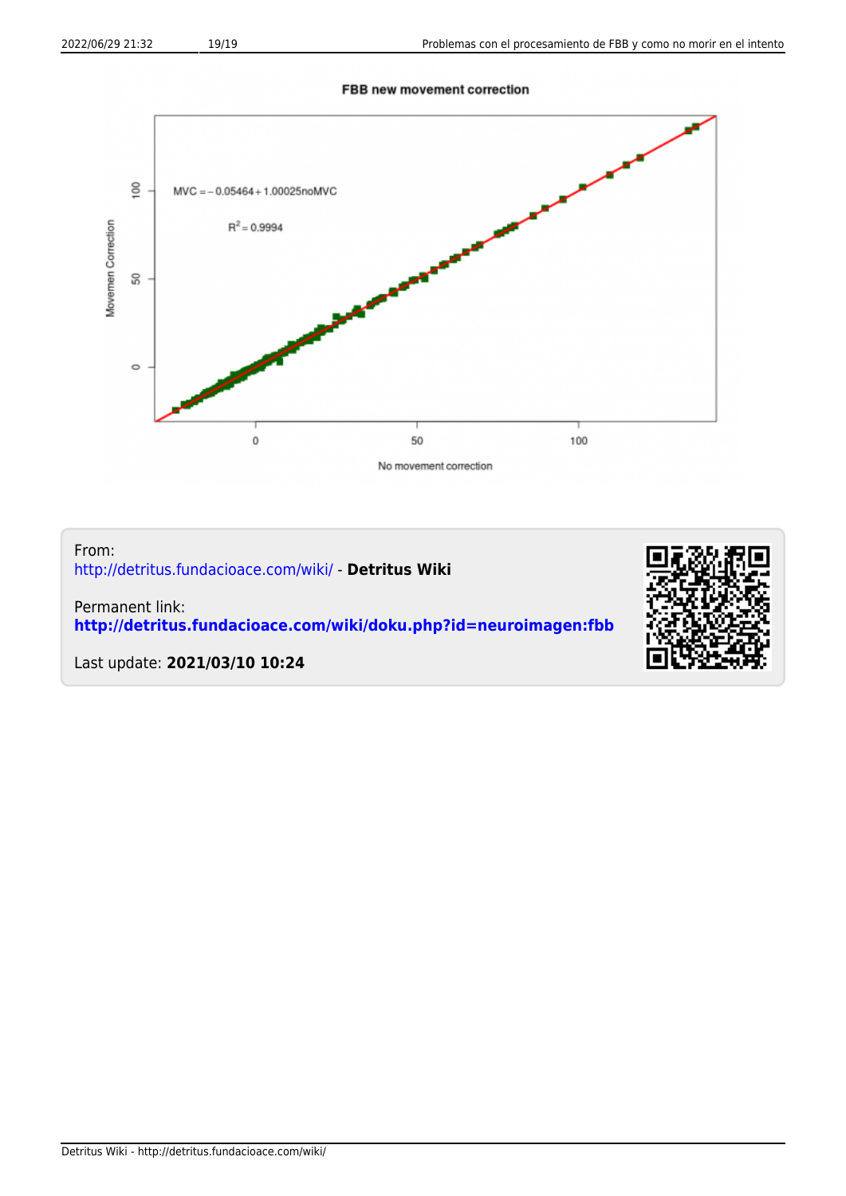FBB new movement correction

$MVC = -0.05464 + 1.00025noMVC$

$R^2 = 0.9994$

Movemen Correction

No movement correction

0

50

100

From:
http://detritus.fundacioace.com/wiki/ - **Detritus Wiki**

Permanent link:
**http://detritus.fundacioace.com/wiki/doku.php?id=neuroimagen:fbb**

Last update: **2021/03/10 10:24**